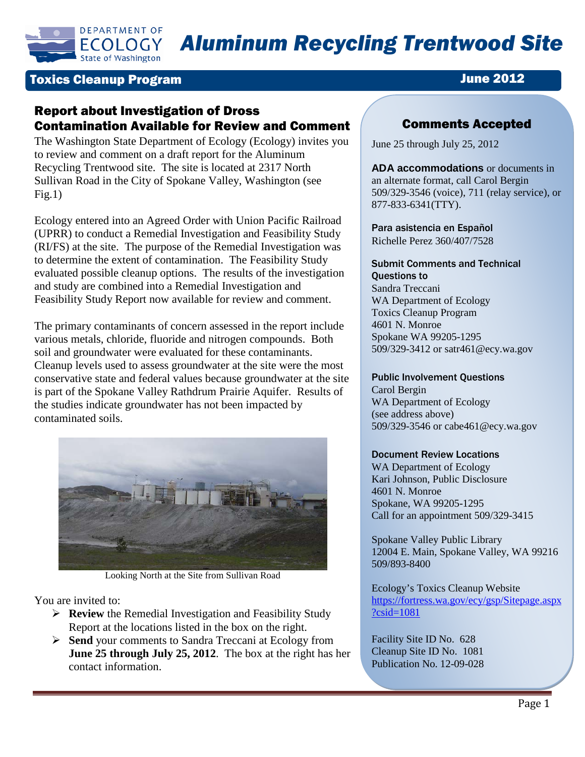# Aluminum Recycling Trentwood Site

**Toxics Cleanup Program** — **June 2012**

## Report about Investigation of Dross Contamination Available for Review and Comment

The Washington State Department of Ecology (Ecology) invites you to review and comment on a draft report for the Aluminum Recycling Trentwood site. The site is located at 2317 North Sullivan Road in the City of Spokane Valley, Washington (see Fig.1)

Ecology entered into an Agreed Order with Union Pacific Railroad (UPRR) to conduct a Remedial Investigation and Feasibility Study (RI/FS) at the site. The purpose of the Remedial Investigation was to determine the extent of contamination. The Feasibility Study evaluated possible cleanup options. The results of the investigation and study are combined into a Remedial Investigation and Feasibility Study Report now available for review and comment.

The primary contaminants of concern assessed in the report include various metals, chloride, fluoride and nitrogen compounds. Both soil and groundwater were evaluated for these contaminants. Cleanup levels used to assess groundwater at the site were the most conservative state and federal values because groundwater at the site is part of the Spokane Valley Rathdrum Prairie Aquifer. Results of the studies indicate groundwater has not been impacted by contaminated soils.

Looking North at the Site from Sullivan Road

You are invited to:

- **Review** the Remedial Investigation and Feasibility Study Report at the locations listed in the box on the right.
- **Send** your comments to Sandra Treccani at Ecology from **June 25 through July 25, 2012**. The box at the right has her contact information.

## Comments Accepted

June 25 through July 25, 2012

**ADA accommodations** or documents in an alternate format, call Carol Bergin 509/329-3546 (voice), 711 (relay service), or 877-833-6341(TTY).

**Para asistencia en Español**
Richelle Perez 360/407/7528

**Submit Comments and Technical Questions to**
Sandra Treccani
WA Department of Ecology
Toxics Cleanup Program
4601 N. Monroe
Spokane WA 99205-1295
509/329-3412 or satr461@ecy.wa.gov

**Public Involvement Questions**
Carol Bergin
WA Department of Ecology
(see address above)
509/329-3546 or cabe461@ecy.wa.gov

**Document Review Locations**
WA Department of Ecology
Kari Johnson, Public Disclosure
4601 N. Monroe
Spokane, WA 99205-1295
Call for an appointment 509/329-3415

Spokane Valley Public Library
12004 E. Main, Spokane Valley, WA 99216
509/893-8400

Ecology's Toxics Cleanup Website
https://fortress.wa.gov/ecy/gsp/Sitepage.aspx?csid=1081

Facility Site ID No. 628
Cleanup Site ID No. 1081
Publication No. 12-09-028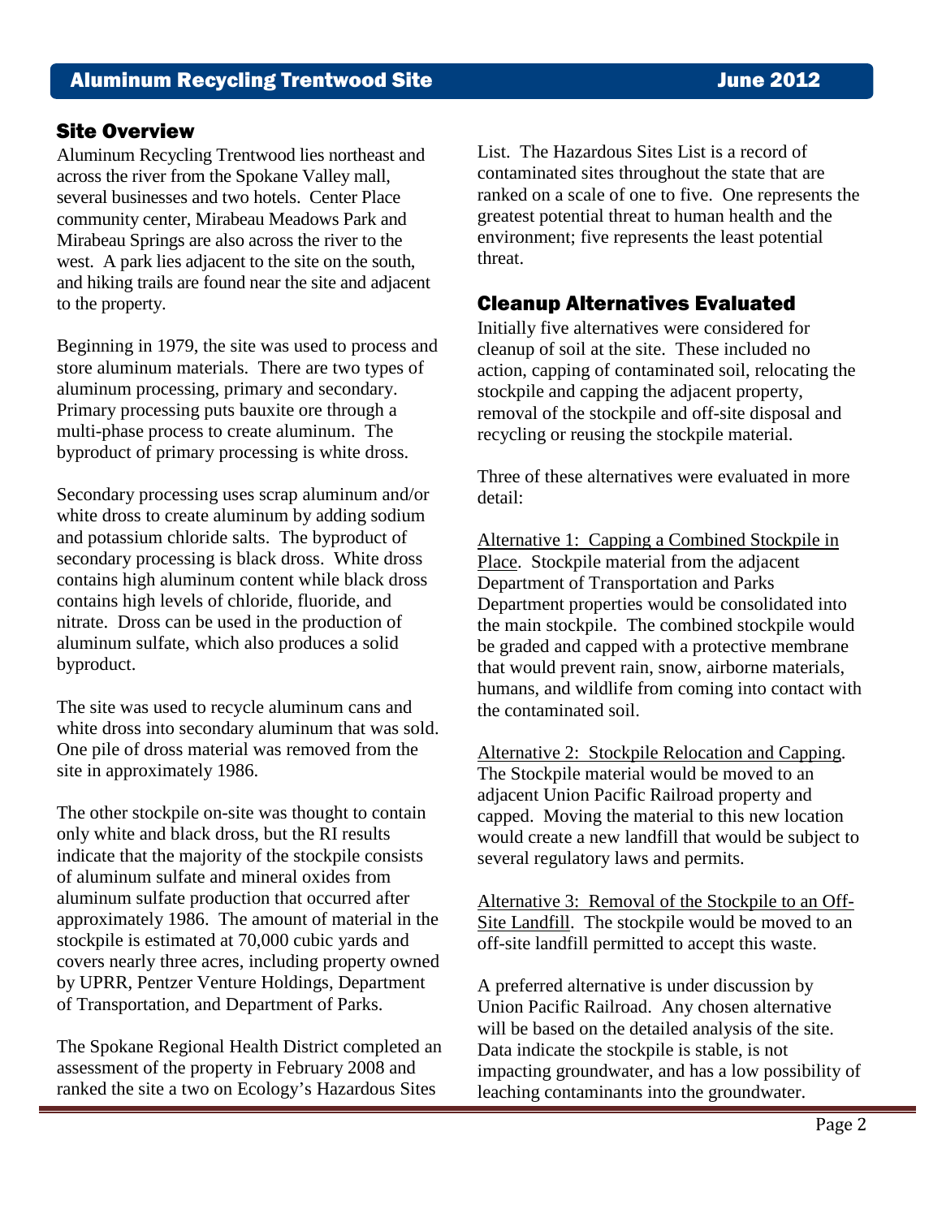## Site Overview

Aluminum Recycling Trentwood lies northeast and across the river from the Spokane Valley mall, several businesses and two hotels. Center Place community center, Mirabeau Meadows Park and Mirabeau Springs are also across the river to the west. A park lies adjacent to the site on the south, and hiking trails are found near the site and adjacent to the property.

Beginning in 1979, the site was used to process and store aluminum materials. There are two types of aluminum processing, primary and secondary. Primary processing puts bauxite ore through a multi-phase process to create aluminum. The byproduct of primary processing is white dross.

Secondary processing uses scrap aluminum and/or white dross to create aluminum by adding sodium and potassium chloride salts. The byproduct of secondary processing is black dross. White dross contains high aluminum content while black dross contains high levels of chloride, fluoride, and nitrate. Dross can be used in the production of aluminum sulfate, which also produces a solid byproduct.

The site was used to recycle aluminum cans and white dross into secondary aluminum that was sold. One pile of dross material was removed from the site in approximately 1986.

The other stockpile on-site was thought to contain only white and black dross, but the RI results indicate that the majority of the stockpile consists of aluminum sulfate and mineral oxides from aluminum sulfate production that occurred after approximately 1986. The amount of material in the stockpile is estimated at 70,000 cubic yards and covers nearly three acres, including property owned by UPRR, Pentzer Venture Holdings, Department of Transportation, and Department of Parks.

The Spokane Regional Health District completed an assessment of the property in February 2008 and ranked the site a two on Ecology's Hazardous Sites List. The Hazardous Sites List is a record of contaminated sites throughout the state that are ranked on a scale of one to five. One represents the greatest potential threat to human health and the environment; five represents the least potential threat.

## Cleanup Alternatives Evaluated

Initially five alternatives were considered for cleanup of soil at the site. These included no action, capping of contaminated soil, relocating the stockpile and capping the adjacent property, removal of the stockpile and off-site disposal and recycling or reusing the stockpile material.

Three of these alternatives were evaluated in more detail:

Alternative 1: Capping a Combined Stockpile in Place. Stockpile material from the adjacent Department of Transportation and Parks Department properties would be consolidated into the main stockpile. The combined stockpile would be graded and capped with a protective membrane that would prevent rain, snow, airborne materials, humans, and wildlife from coming into contact with the contaminated soil.

Alternative 2: Stockpile Relocation and Capping. The Stockpile material would be moved to an adjacent Union Pacific Railroad property and capped. Moving the material to this new location would create a new landfill that would be subject to several regulatory laws and permits.

Alternative 3: Removal of the Stockpile to an Off-Site Landfill. The stockpile would be moved to an off-site landfill permitted to accept this waste.

A preferred alternative is under discussion by Union Pacific Railroad. Any chosen alternative will be based on the detailed analysis of the site. Data indicate the stockpile is stable, is not impacting groundwater, and has a low possibility of leaching contaminants into the groundwater.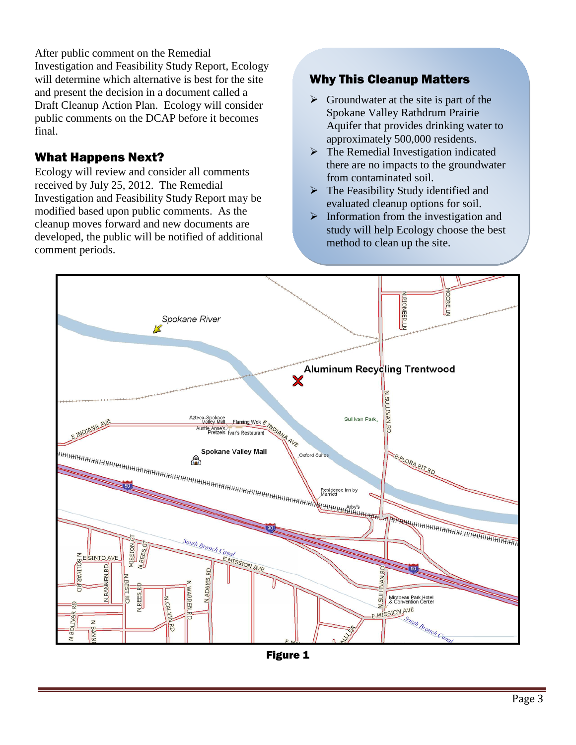After public comment on the Remedial Investigation and Feasibility Study Report, Ecology will determine which alternative is best for the site and present the decision in a document called a Draft Cleanup Action Plan. Ecology will consider public comments on the DCAP before it becomes final.

## What Happens Next?

Ecology will review and consider all comments received by July 25, 2012. The Remedial Investigation and Feasibility Study Report may be modified based upon public comments. As the cleanup moves forward and new documents are developed, the public will be notified of additional comment periods.

## Why This Cleanup Matters

- Groundwater at the site is part of the Spokane Valley Rathdrum Prairie Aquifer that provides drinking water to approximately 500,000 residents.
- The Remedial Investigation indicated there are no impacts to the groundwater from contaminated soil.
- The Feasibility Study identified and evaluated cleanup options for soil.
- Information from the investigation and study will help Ecology choose the best method to clean up the site.

Spokane River

Aluminum Recycling Trentwood

Spokane Valley Mall

Sullivan Park

E INDIANA AVE

N SULLIVAN RD

E FLORA PIT RD

E MISSION AVE

South Branch Canal

Mirabeau Park Hotel & Convention Center

**Figure 1**